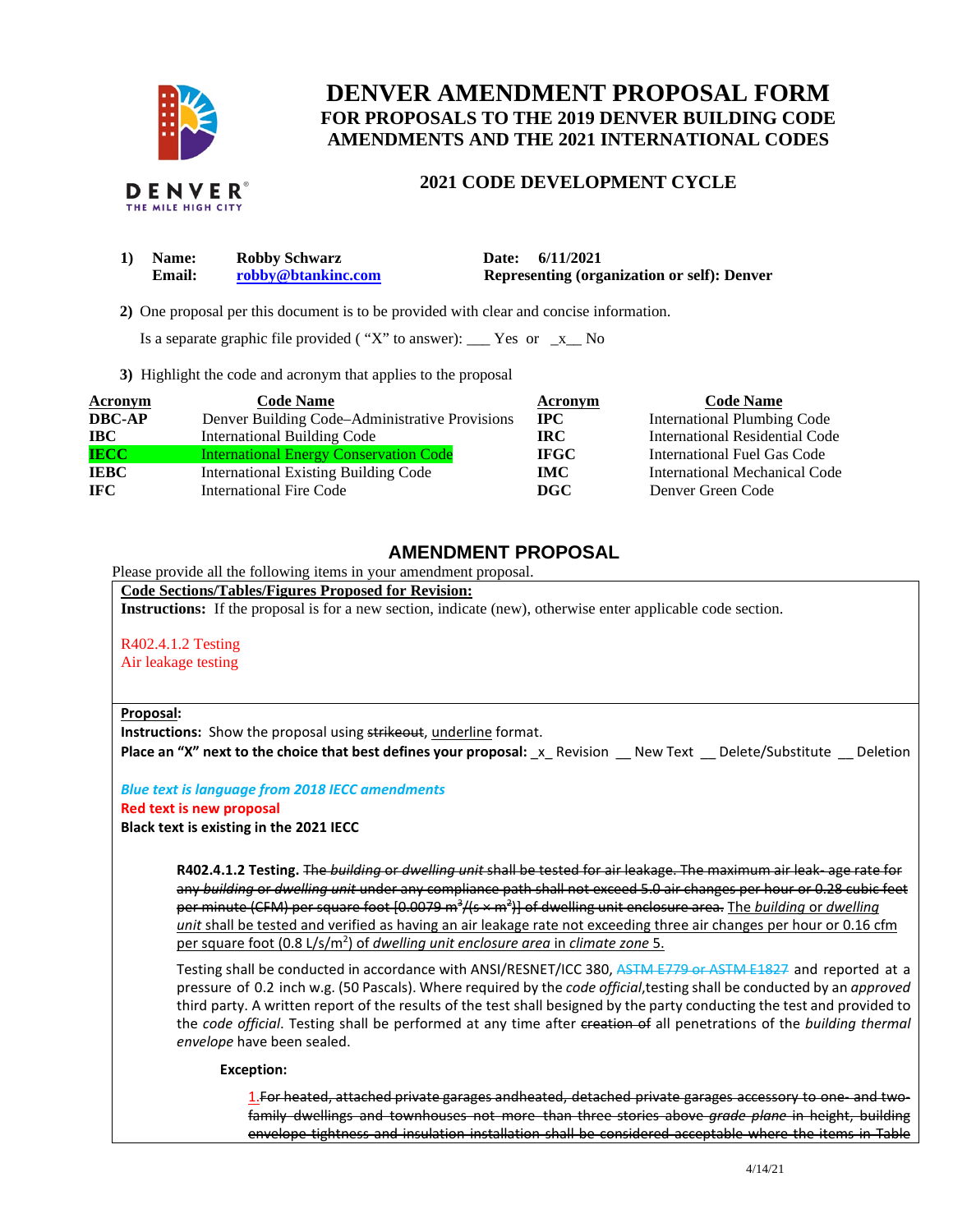# DENVER AMENDMENT PROPOSAL FORM

## FOR PROPOSALS TO THE 2019 DENVER BUILDING CODE AMENDMENTS AND THE 2021 INTERNATIONAL CODES

### 2021 CODE DEVELOPMENT CYCLE

**1) Name:** Robby Schwarz **Date:** 6/11/2021
**Email:** robby@btankinc.com **Representing (organization or self): Denver**

**2)** One proposal per this document is to be provided with clear and concise information.

Is a separate graphic file provided ( "X" to answer): ___ Yes or _x__ No

**3)** Highlight the code and acronym that applies to the proposal

| Acronym | Code Name | Acronym | Code Name |
|---|---|---|---|
| **DBC-AP** | Denver Building Code–Administrative Provisions | **IPC** | International Plumbing Code |
| **IBC** | International Building Code | **IRC** | International Residential Code |
| **IECC** | International Energy Conservation Code | **IFGC** | International Fuel Gas Code |
| **IEBC** | International Existing Building Code | **IMC** | International Mechanical Code |
| **IFC** | International Fire Code | **DGC** | Denver Green Code |

## AMENDMENT PROPOSAL

Please provide all the following items in your amendment proposal.

**Code Sections/Tables/Figures Proposed for Revision:**
**Instructions:** If the proposal is for a new section, indicate (new), otherwise enter applicable code section.

R402.4.1.2 Testing
Air leakage testing

**Proposal:**
**Instructions:** Show the proposal using ~~strikeout~~, <u>underline</u> format.
**Place an "X" next to the choice that best defines your proposal:** _x_ Revision __ New Text __ Delete/Substitute __ Deletion

***Blue text is language from 2018 IECC amendments***
**Red text is new proposal**
**Black text is existing in the 2021 IECC**

**R402.4.1.2 Testing.** ~~The *building* or *dwelling unit* shall be tested for air leakage. The maximum air leak- age rate for any *building or dwelling unit* under any compliance path shall not exceed 5.0 air changes per hour or 0.28 cubic feet per minute (CFM) per square foot [0.0079 m³/(s × m²)] of dwelling unit enclosure area.~~ <u>The *building* or *dwelling unit* shall be tested and verified as having an air leakage rate not exceeding three air changes per hour or 0.16 cfm per square foot (0.8 L/s/m²) of *dwelling unit enclosure area* in *climate zone* 5.</u>

Testing shall be conducted in accordance with ANSI/RESNET/ICC 380, ~~ASTM E779 or ASTM E1827~~ and reported at a pressure of 0.2 inch w.g. (50 Pascals). Where required by the *code official*,testing shall be conducted by an *approved* third party. A written report of the results of the test shall besigned by the party conducting the test and provided to the *code official*. Testing shall be performed at any time after ~~creation of~~ all penetrations of the *building thermal envelope* have been sealed.

**Exception:**

<u>1.</u>~~For heated, attached private garages andheated, detached private garages accessory to one- and two-family dwellings and townhouses not more than three stories above *grade plane* in height, building envelope tightness and insulation installation shall be considered acceptable where the items in Table~~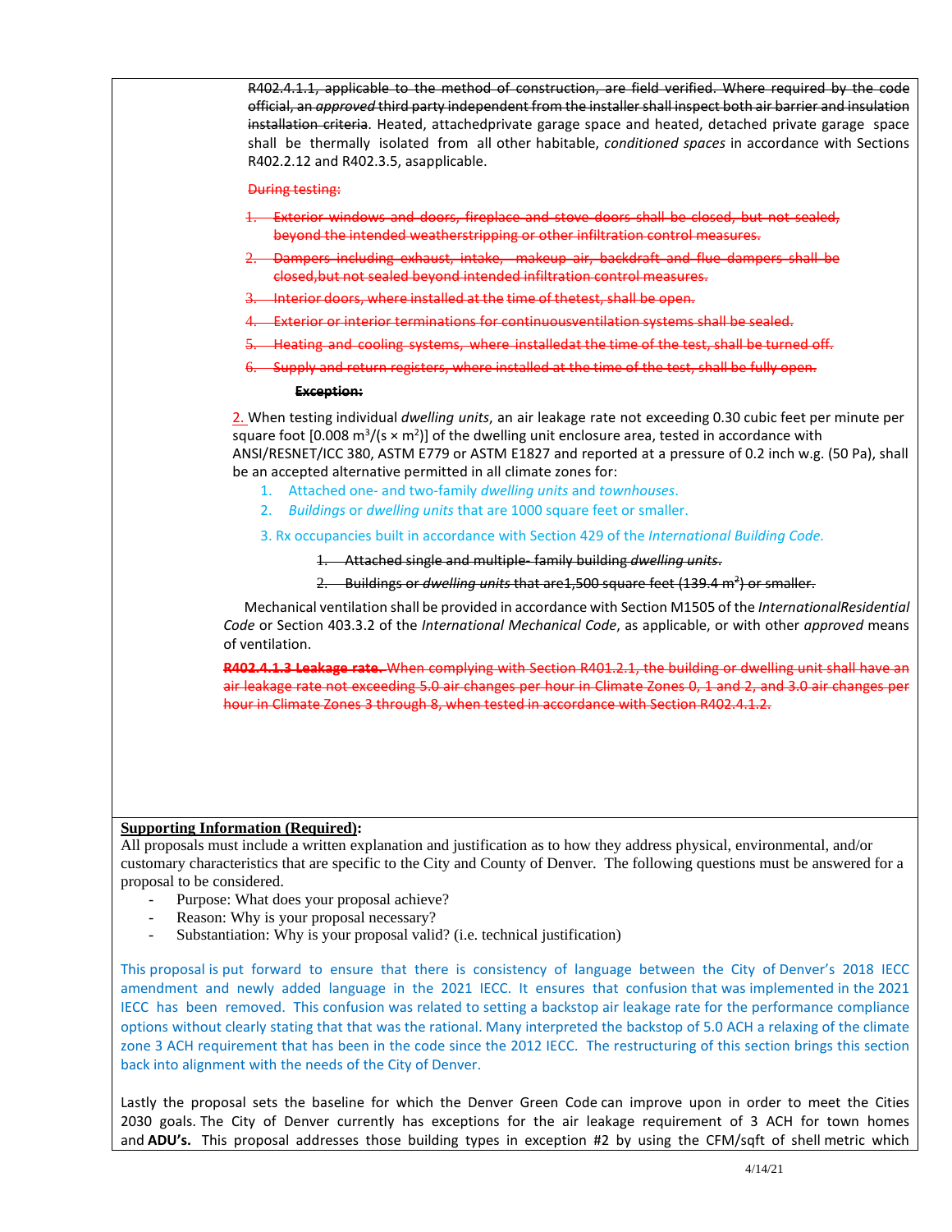~~R402.4.1.1, applicable to the method of construction, are field verified. Where required by the code official, an *approved* third party independent from the installer shall inspect both air barrier and insulation installation criteria~~. Heated, attachedprivate garage space and heated, detached private garage space shall be thermally isolated from all other habitable, *conditioned spaces* in accordance with Sections R402.2.12 and R402.3.5, asapplicable.

~~During testing:~~

1. ~~Exterior windows and doors, fireplace and stove doors shall be closed, but not sealed, beyond the intended weatherstripping or other infiltration control measures.~~
2. ~~Dampers including exhaust, intake, makeup air, backdraft and flue dampers shall be closed,but not sealed beyond intended infiltration control measures.~~
3. ~~Interior doors, where installed at the time of thetest, shall be open.~~
4. ~~Exterior or interior terminations for continuousventilation systems shall be sealed.~~
5. ~~Heating and cooling systems, where installedat the time of the test, shall be turned off.~~
6. ~~Supply and return registers, where installed at the time of the test, shall be fully open.~~

~~**Exception:**~~

2. When testing individual *dwelling units*, an air leakage rate not exceeding 0.30 cubic feet per minute per square foot [0.008 $m^3/(s \times m^2)$] of the dwelling unit enclosure area, tested in accordance with ANSI/RESNET/ICC 380, ASTM E779 or ASTM E1827 and reported at a pressure of 0.2 inch w.g. (50 Pa), shall be an accepted alternative permitted in all climate zones for:

1. Attached one- and two-family *dwelling units* and *townhouses*.
2. *Buildings* or *dwelling units* that are 1000 square feet or smaller.
3. Rx occupancies built in accordance with Section 429 of the *International Building Code*.

   1. ~~Attached single and multiple- family building *dwelling units*.~~
   2. ~~Buildings or *dwelling units* that are1,500 square feet (139.4 $m^2$) or smaller.~~

Mechanical ventilation shall be provided in accordance with Section M1505 of the *InternationalResidential Code* or Section 403.3.2 of the *International Mechanical Code*, as applicable, or with other *approved* means of ventilation.

~~**R402.4.1.3 Leakage rate.** When complying with Section R401.2.1, the building or dwelling unit shall have an air leakage rate not exceeding 5.0 air changes per hour in Climate Zones 0, 1 and 2, and 3.0 air changes per hour in Climate Zones 3 through 8, when tested in accordance with Section R402.4.1.2.~~

**Supporting Information (Required):**

All proposals must include a written explanation and justification as to how they address physical, environmental, and/or customary characteristics that are specific to the City and County of Denver. The following questions must be answered for a proposal to be considered.

- Purpose: What does your proposal achieve?
- Reason: Why is your proposal necessary?
- Substantiation: Why is your proposal valid? (i.e. technical justification)

This proposal is put forward to ensure that there is consistency of language between the City of Denver's 2018 IECC amendment and newly added language in the 2021 IECC. It ensures that confusion that was implemented in the 2021 IECC has been removed. This confusion was related to setting a backstop air leakage rate for the performance compliance options without clearly stating that that was the rational. Many interpreted the backstop of 5.0 ACH a relaxing of the climate zone 3 ACH requirement that has been in the code since the 2012 IECC. The restructuring of this section brings this section back into alignment with the needs of the City of Denver.

Lastly the proposal sets the baseline for which the Denver Green Code can improve upon in order to meet the Cities 2030 goals. The City of Denver currently has exceptions for the air leakage requirement of 3 ACH for town homes and **ADU's.** This proposal addresses those building types in exception #2 by using the CFM/sqft of shell metric which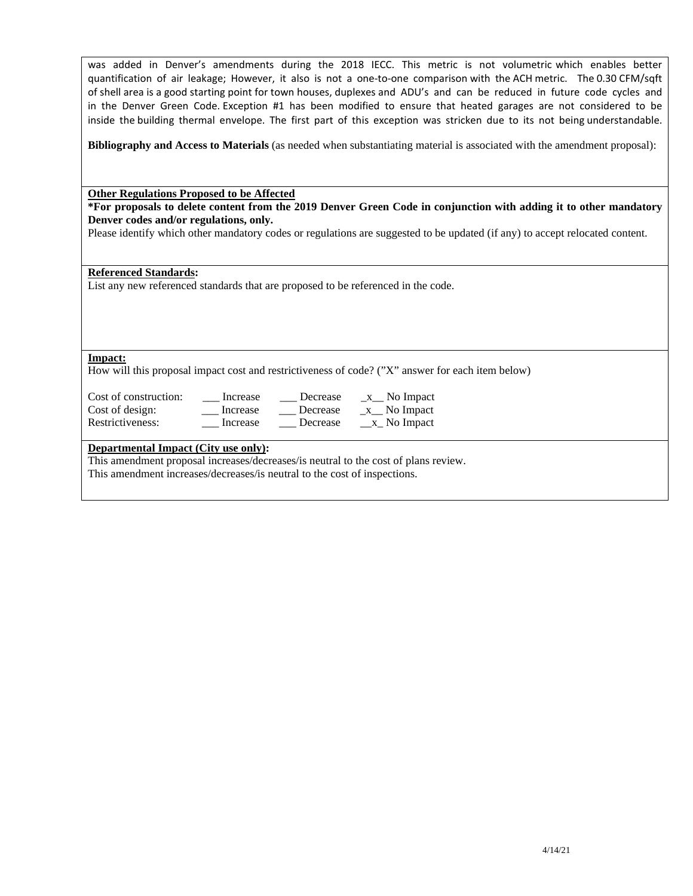was added in Denver's amendments during the 2018 IECC. This metric is not volumetric which enables better quantification of air leakage; However, it also is not a one-to-one comparison with the ACH metric. The 0.30 CFM/sqft of shell area is a good starting point for town houses, duplexes and ADU's and can be reduced in future code cycles and in the Denver Green Code. Exception #1 has been modified to ensure that heated garages are not considered to be inside the building thermal envelope. The first part of this exception was stricken due to its not being understandable.

**Bibliography and Access to Materials** (as needed when substantiating material is associated with the amendment proposal):

**Other Regulations Proposed to be Affected**

**\*For proposals to delete content from the 2019 Denver Green Code in conjunction with adding it to other mandatory Denver codes and/or regulations, only.**

Please identify which other mandatory codes or regulations are suggested to be updated (if any) to accept relocated content.

**Referenced Standards:**

List any new referenced standards that are proposed to be referenced in the code.

**Impact:**

How will this proposal impact cost and restrictiveness of code? ("X" answer for each item below)

| | | | |
|---|---|---|---|
| Cost of construction: | ___ Increase | ___ Decrease | _x__ No Impact |
| Cost of design: | ___ Increase | ___ Decrease | _x__ No Impact |
| Restrictiveness: | ___ Increase | ___ Decrease | __x_ No Impact |

**Departmental Impact (City use only):**

This amendment proposal increases/decreases/is neutral to the cost of plans review.

This amendment increases/decreases/is neutral to the cost of inspections.

4/14/21